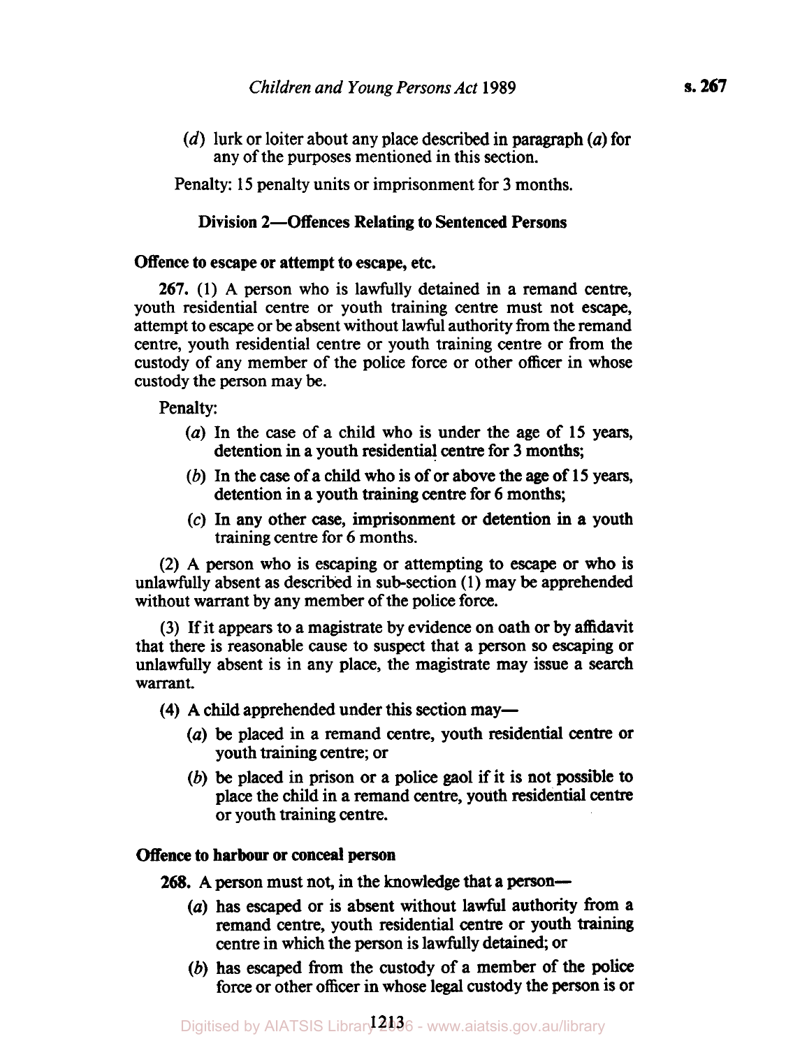(*d*) lurk or loiter about any place described in paragraph (*a*) for any of the purposes mentioned in this section.

Penalty: 15 penalty units or imprisonment for 3 months.

### Division 2—Offences Relating to Sentenced Persons

**Offence to escape or attempt to escape, etc.**

**267.** (1) A person who is lawfully detained in a remand centre, youth residential centre or youth training centre must not escape, attempt to escape or be absent without lawful authority from the remand centre, youth residential centre or youth training centre or from the custody of any member of the police force or other officer in whose custody the person may be.

Penalty:

(*a*) In the case of a child who is under the age of 15 years, detention in a youth residential centre for 3 months;

(*b*) In the case of a child who is of or above the age of 15 years, detention in a youth training centre for 6 months;

(*c*) In any other case, imprisonment or detention in a youth training centre for 6 months.

(2) A person who is escaping or attempting to escape or who is unlawfully absent as described in sub-section (1) may be apprehended without warrant by any member of the police force.

(3) If it appears to a magistrate by evidence on oath or by affidavit that there is reasonable cause to suspect that a person so escaping or unlawfully absent is in any place, the magistrate may issue a search warrant.

(4) A child apprehended under this section may—

(*a*) be placed in a remand centre, youth residential centre or youth training centre; or

(*b*) be placed in prison or a police gaol if it is not possible to place the child in a remand centre, youth residential centre or youth training centre.

**Offence to harbour or conceal person**

**268.** A person must not, in the knowledge that a person—

(*a*) has escaped or is absent without lawful authority from a remand centre, youth residential centre or youth training centre in which the person is lawfully detained; or

(*b*) has escaped from the custody of a member of the police force or other officer in whose legal custody the person is or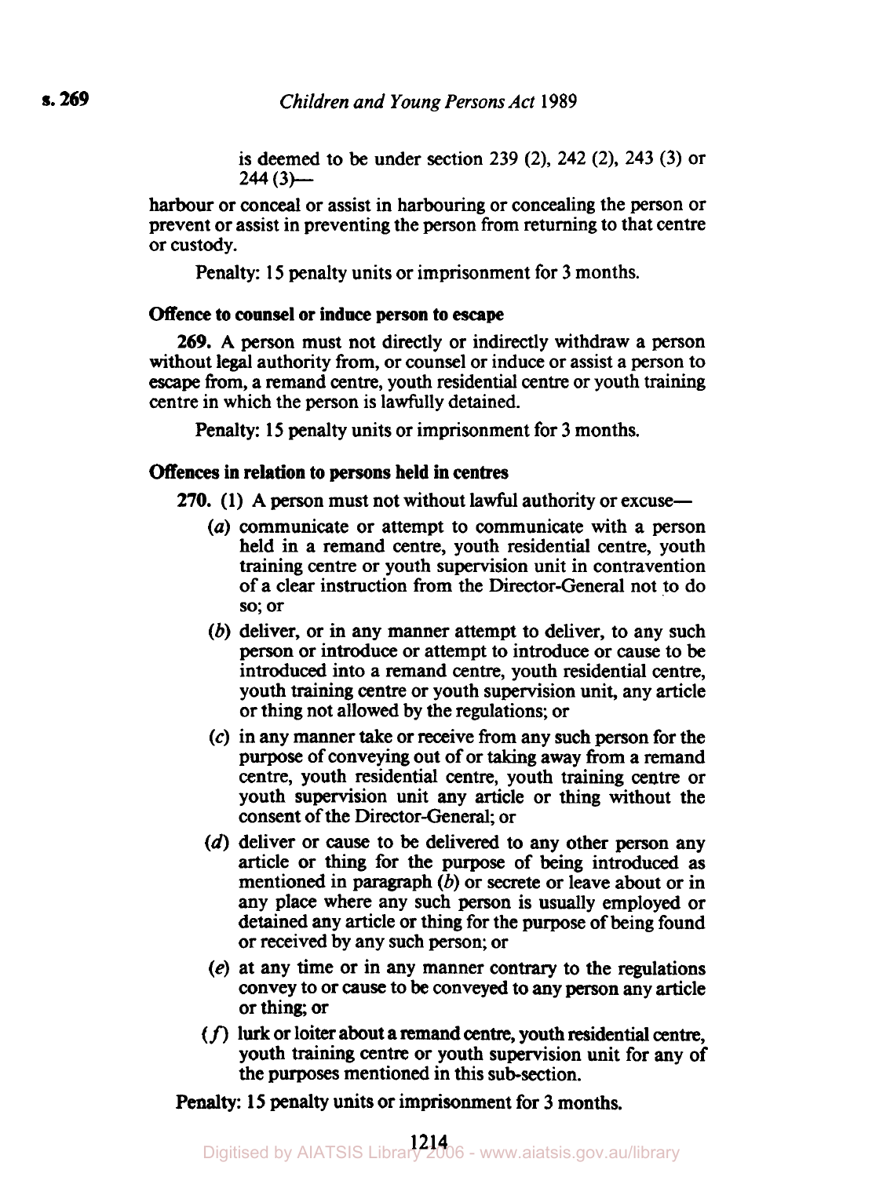is deemed to be under section 239 (2), 242 (2), 243 (3) or 244 (3)—

harbour or conceal or assist in harbouring or concealing the person or prevent or assist in preventing the person from returning to that centre or custody.

Penalty: 15 penalty units or imprisonment for 3 months.

**Offence to counsel or induce person to escape**

**269.** A person must not directly or indirectly withdraw a person without legal authority from, or counsel or induce or assist a person to escape from, a remand centre, youth residential centre or youth training centre in which the person is lawfully detained.

Penalty: 15 penalty units or imprisonment for 3 months.

**Offences in relation to persons held in centres**

**270.** (1) A person must not without lawful authority or excuse—

(*a*) communicate or attempt to communicate with a person held in a remand centre, youth residential centre, youth training centre or youth supervision unit in contravention of a clear instruction from the Director-General not to do so; or

(*b*) deliver, or in any manner attempt to deliver, to any such person or introduce or attempt to introduce or cause to be introduced into a remand centre, youth residential centre, youth training centre or youth supervision unit, any article or thing not allowed by the regulations; or

(*c*) in any manner take or receive from any such person for the purpose of conveying out of or taking away from a remand centre, youth residential centre, youth training centre or youth supervision unit any article or thing without the consent of the Director-General; or

(*d*) deliver or cause to be delivered to any other person any article or thing for the purpose of being introduced as mentioned in paragraph (*b*) or secrete or leave about or in any place where any such person is usually employed or detained any article or thing for the purpose of being found or received by any such person; or

(*e*) at any time or in any manner contrary to the regulations convey to or cause to be conveyed to any person any article or thing; or

(*f*) lurk or loiter about a remand centre, youth residential centre, youth training centre or youth supervision unit for any of the purposes mentioned in this sub-section.

Penalty: 15 penalty units or imprisonment for 3 months.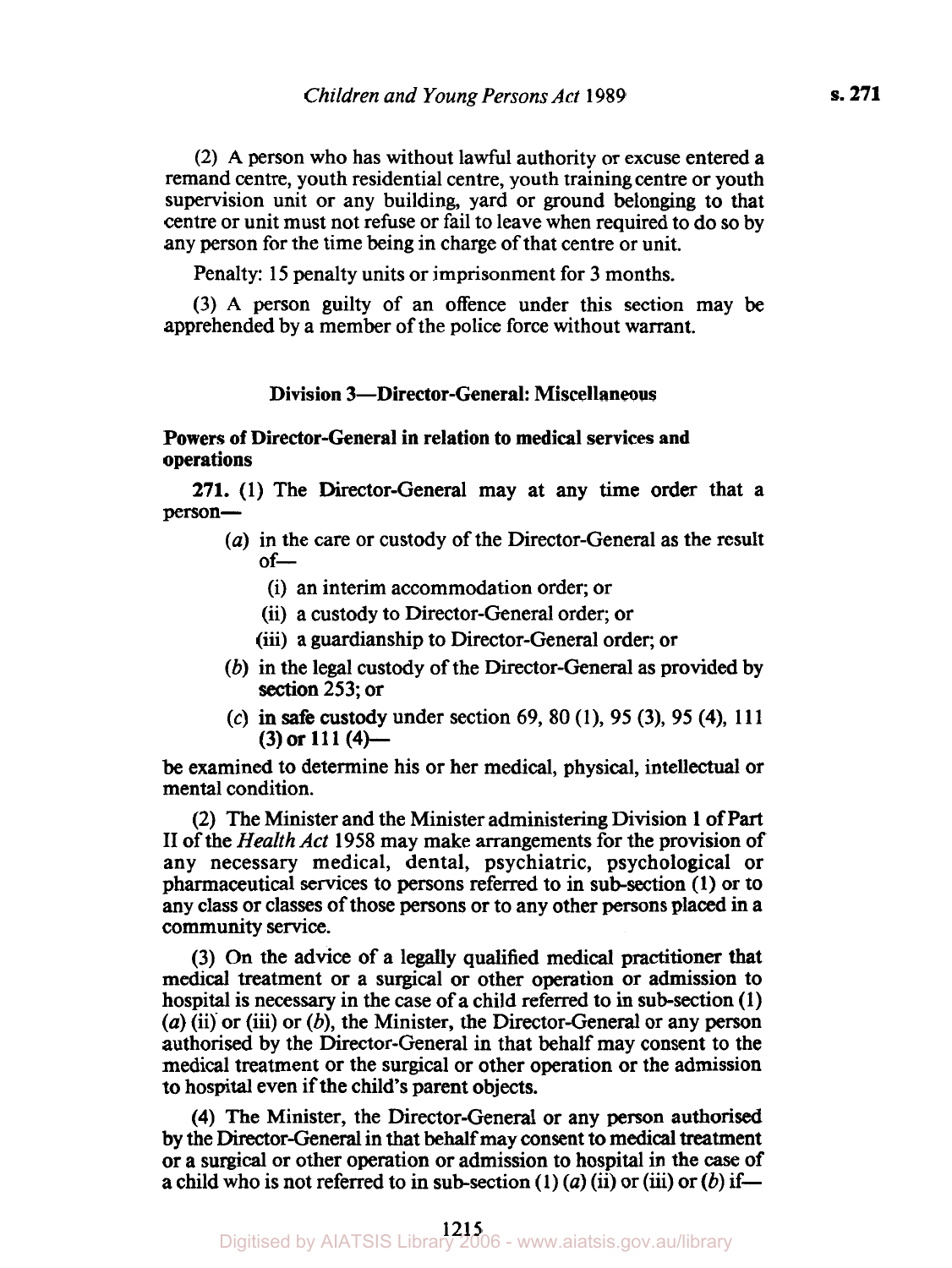(2) A person who has without lawful authority or excuse entered a remand centre, youth residential centre, youth training centre or youth supervision unit or any building, yard or ground belonging to that centre or unit must not refuse or fail to leave when required to do so by any person for the time being in charge of that centre or unit.

Penalty: 15 penalty units or imprisonment for 3 months.

(3) A person guilty of an offence under this section may be apprehended by a member of the police force without warrant.

### Division 3—Director-General: Miscellaneous

**Powers of Director-General in relation to medical services and operations**

**271.** (1) The Director-General may at any time order that a person—

- (*a*) in the care or custody of the Director-General as the result of—
  - (i) an interim accommodation order; or
  - (ii) a custody to Director-General order; or
  - (iii) a guardianship to Director-General order; or
- (*b*) in the legal custody of the Director-General as provided by section 253; or
- (*c*) in safe custody under section 69, 80 (1), 95 (3), 95 (4), 111 (3) or 111 (4)—

be examined to determine his or her medical, physical, intellectual or mental condition.

(2) The Minister and the Minister administering Division 1 of Part II of the *Health Act* 1958 may make arrangements for the provision of any necessary medical, dental, psychiatric, psychological or pharmaceutical services to persons referred to in sub-section (1) or to any class or classes of those persons or to any other persons placed in a community service.

(3) On the advice of a legally qualified medical practitioner that medical treatment or a surgical or other operation or admission to hospital is necessary in the case of a child referred to in sub-section (1) (*a*) (ii) or (iii) or (*b*), the Minister, the Director-General or any person authorised by the Director-General in that behalf may consent to the medical treatment or the surgical or other operation or the admission to hospital even if the child's parent objects.

(4) The Minister, the Director-General or any person authorised by the Director-General in that behalf may consent to medical treatment or a surgical or other operation or admission to hospital in the case of a child who is not referred to in sub-section (1) (*a*) (ii) or (iii) or (*b*) if—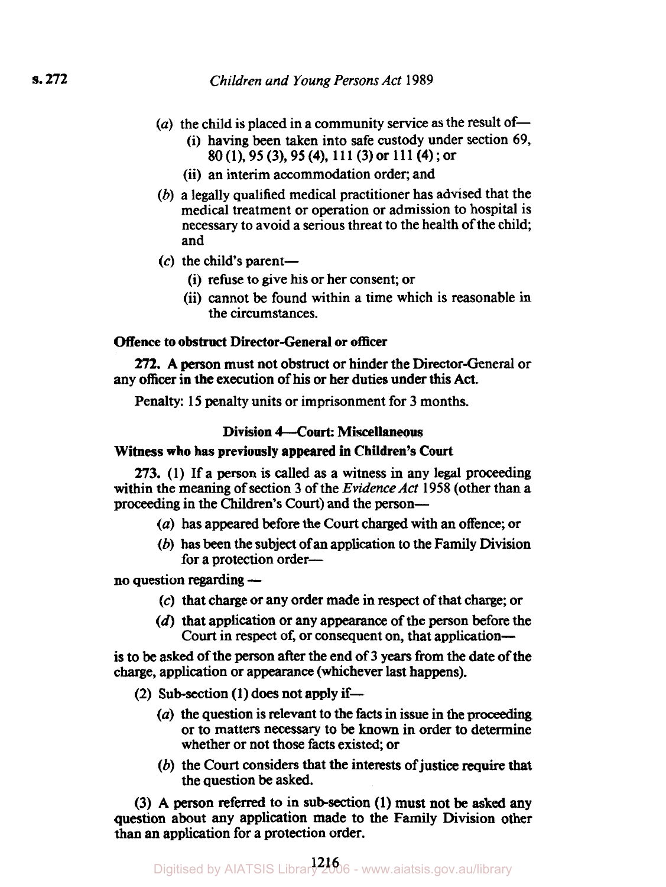(a) the child is placed in a community service as the result of—

(i) having been taken into safe custody under section 69, 80 (1), 95 (3), 95 (4), 111 (3) or 111 (4); or

(ii) an interim accommodation order; and

(b) a legally qualified medical practitioner has advised that the medical treatment or operation or admission to hospital is necessary to avoid a serious threat to the health of the child; and

(c) the child's parent—

(i) refuse to give his or her consent; or

(ii) cannot be found within a time which is reasonable in the circumstances.

**Offence to obstruct Director-General or officer**

**272.** A person must not obstruct or hinder the Director-General or any officer in the execution of his or her duties under this Act.

Penalty: 15 penalty units or imprisonment for 3 months.

### Division 4—Court: Miscellaneous

**Witness who has previously appeared in Children's Court**

**273.** (1) If a person is called as a witness in any legal proceeding within the meaning of section 3 of the *Evidence Act* 1958 (other than a proceeding in the Children's Court) and the person—

(a) has appeared before the Court charged with an offence; or

(b) has been the subject of an application to the Family Division for a protection order—

no question regarding —

(c) that charge or any order made in respect of that charge; or

(d) that application or any appearance of the person before the Court in respect of, or consequent on, that application—

is to be asked of the person after the end of 3 years from the date of the charge, application or appearance (whichever last happens).

(2) Sub-section (1) does not apply if—

(a) the question is relevant to the facts in issue in the proceeding or to matters necessary to be known in order to determine whether or not those facts existed; or

(b) the Court considers that the interests of justice require that the question be asked.

(3) A person referred to in sub-section (1) must not be asked any question about any application made to the Family Division other than an application for a protection order.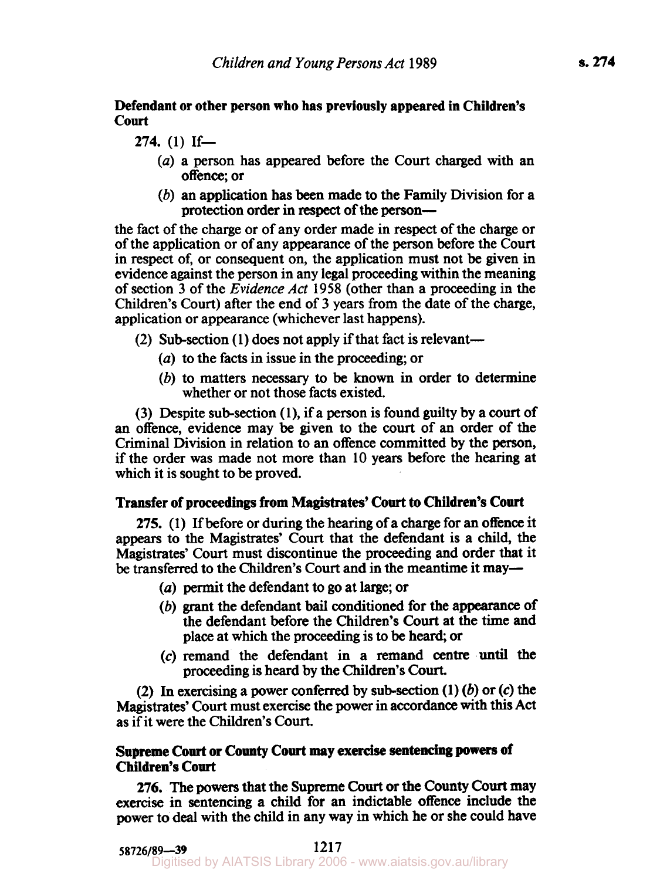**Defendant or other person who has previously appeared in Children's Court**

**274.** (1) If—

- (*a*) a person has appeared before the Court charged with an offence; or
- (*b*) an application has been made to the Family Division for a protection order in respect of the person—

the fact of the charge or of any order made in respect of the charge or of the application or of any appearance of the person before the Court in respect of, or consequent on, the application must not be given in evidence against the person in any legal proceeding within the meaning of section 3 of the *Evidence Act* 1958 (other than a proceeding in the Children's Court) after the end of 3 years from the date of the charge, application or appearance (whichever last happens).

(2) Sub-section (1) does not apply if that fact is relevant—

- (*a*) to the facts in issue in the proceeding; or
- (*b*) to matters necessary to be known in order to determine whether or not those facts existed.

(3) Despite sub-section (1), if a person is found guilty by a court of an offence, evidence may be given to the court of an order of the Criminal Division in relation to an offence committed by the person, if the order was made not more than 10 years before the hearing at which it is sought to be proved.

**Transfer of proceedings from Magistrates' Court to Children's Court**

**275.** (1) If before or during the hearing of a charge for an offence it appears to the Magistrates' Court that the defendant is a child, the Magistrates' Court must discontinue the proceeding and order that it be transferred to the Children's Court and in the meantime it may—

- (*a*) permit the defendant to go at large; or
- (*b*) grant the defendant bail conditioned for the appearance of the defendant before the Children's Court at the time and place at which the proceeding is to be heard; or
- (*c*) remand the defendant in a remand centre until the proceeding is heard by the Children's Court.

(2) In exercising a power conferred by sub-section (1) (*b*) or (*c*) the Magistrates' Court must exercise the power in accordance with this Act as if it were the Children's Court.

**Supreme Court or County Court may exercise sentencing powers of Children's Court**

**276.** The powers that the Supreme Court or the County Court may exercise in sentencing a child for an indictable offence include the power to deal with the child in any way in which he or she could have

58726/89—39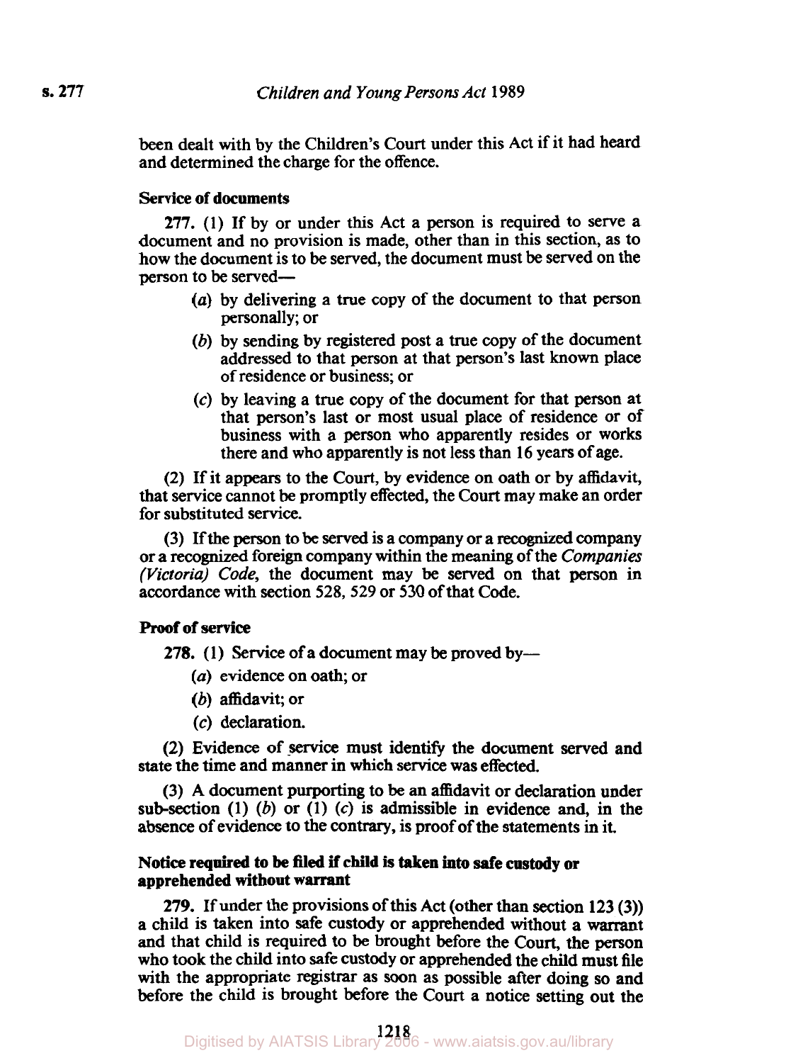been dealt with by the Children's Court under this Act if it had heard and determined the charge for the offence.

**Service of documents**

**277.** (1) If by or under this Act a person is required to serve a document and no provision is made, other than in this section, as to how the document is to be served, the document must be served on the person to be served—

- (*a*) by delivering a true copy of the document to that person personally; or
- (*b*) by sending by registered post a true copy of the document addressed to that person at that person's last known place of residence or business; or
- (*c*) by leaving a true copy of the document for that person at that person's last or most usual place of residence or of business with a person who apparently resides or works there and who apparently is not less than 16 years of age.

(2) If it appears to the Court, by evidence on oath or by affidavit, that service cannot be promptly effected, the Court may make an order for substituted service.

(3) If the person to be served is a company or a recognized company or a recognized foreign company within the meaning of the *Companies (Victoria) Code*, the document may be served on that person in accordance with section 528, 529 or 530 of that Code.

**Proof of service**

**278.** (1) Service of a document may be proved by—

- (*a*) evidence on oath; or
- (*b*) affidavit; or
- (*c*) declaration.

(2) Evidence of service must identify the document served and state the time and manner in which service was effected.

(3) A document purporting to be an affidavit or declaration under sub-section (1) (*b*) or (1) (*c*) is admissible in evidence and, in the absence of evidence to the contrary, is proof of the statements in it.

**Notice required to be filed if child is taken into safe custody or apprehended without warrant**

**279.** If under the provisions of this Act (other than section 123 (3)) a child is taken into safe custody or apprehended without a warrant and that child is required to be brought before the Court, the person who took the child into safe custody or apprehended the child must file with the appropriate registrar as soon as possible after doing so and before the child is brought before the Court a notice setting out the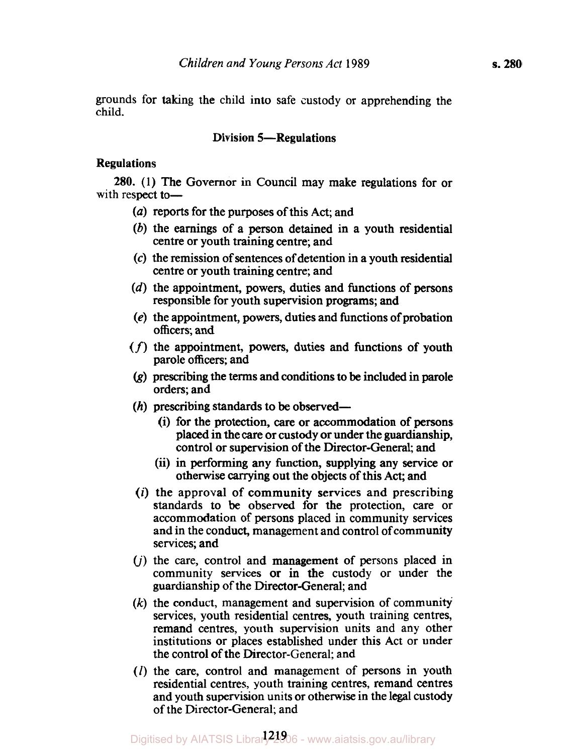grounds for taking the child into safe custody or apprehending the child.

### Division 5—Regulations

**Regulations**

**280.** (1) The Governor in Council may make regulations for or with respect to—

(*a*) reports for the purposes of this Act; and

(*b*) the earnings of a person detained in a youth residential centre or youth training centre; and

(*c*) the remission of sentences of detention in a youth residential centre or youth training centre; and

(*d*) the appointment, powers, duties and functions of persons responsible for youth supervision programs; and

(*e*) the appointment, powers, duties and functions of probation officers; and

(*f*) the appointment, powers, duties and functions of youth parole officers; and

(*g*) prescribing the terms and conditions to be included in parole orders; and

(*h*) prescribing standards to be observed—

  (i) for the protection, care or accommodation of persons placed in the care or custody or under the guardianship, control or supervision of the Director-General; and

  (ii) in performing any function, supplying any service or otherwise carrying out the objects of this Act; and

(*i*) the approval of community services and prescribing standards to be observed for the protection, care or accommodation of persons placed in community services and in the conduct, management and control of community services; and

(*j*) the care, control and management of persons placed in community services or in the custody or under the guardianship of the Director-General; and

(*k*) the conduct, management and supervision of community services, youth residential centres, youth training centres, remand centres, youth supervision units and any other institutions or places established under this Act or under the control of the Director-General; and

(*l*) the care, control and management of persons in youth residential centres, youth training centres, remand centres and youth supervision units or otherwise in the legal custody of the Director-General; and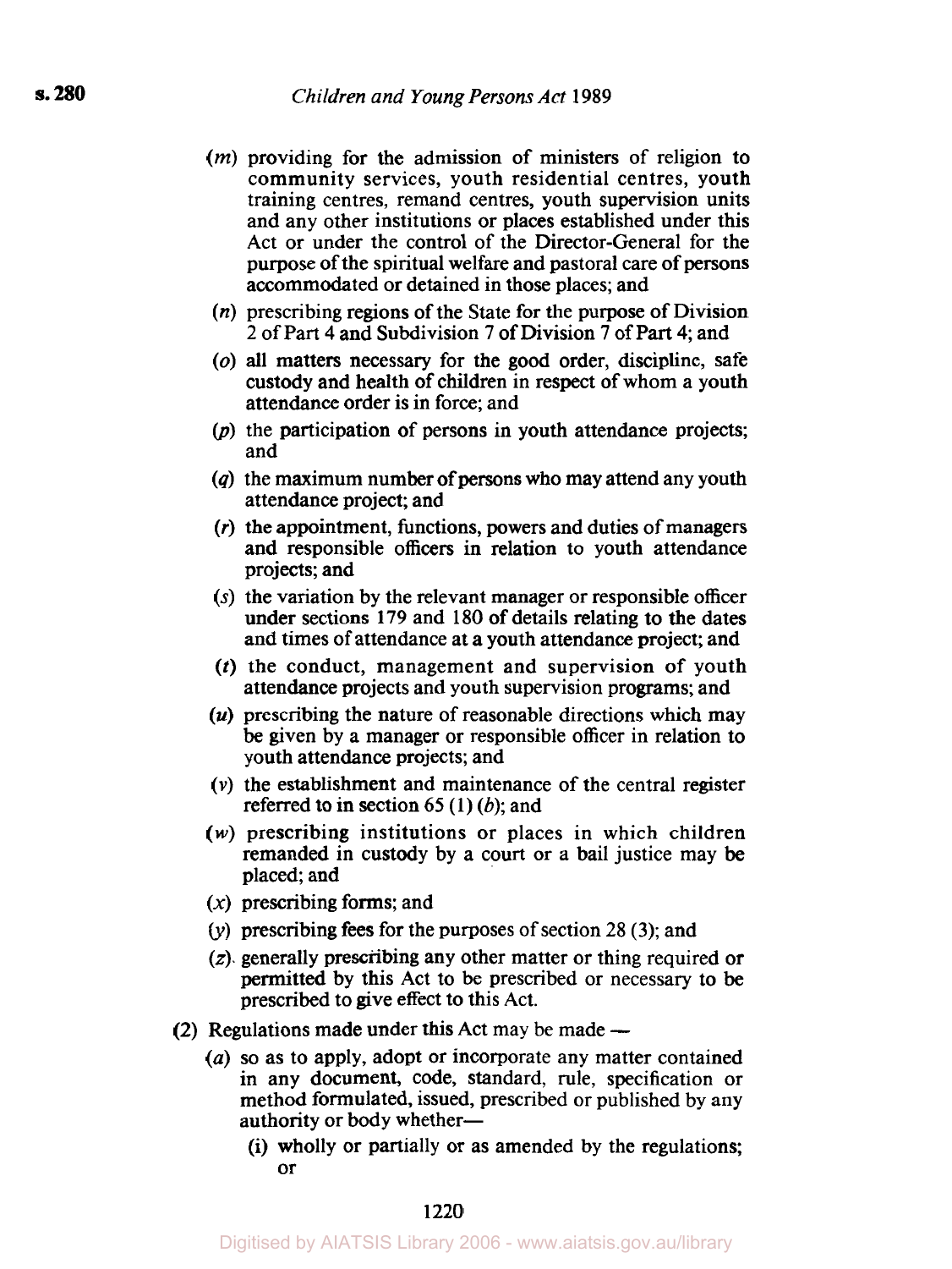(*m*) providing for the admission of ministers of religion to community services, youth residential centres, youth training centres, remand centres, youth supervision units and any other institutions or places established under this Act or under the control of the Director-General for the purpose of the spiritual welfare and pastoral care of persons accommodated or detained in those places; and

(*n*) prescribing regions of the State for the purpose of Division 2 of Part 4 and Subdivision 7 of Division 7 of Part 4; and

(*o*) all matters necessary for the good order, discipline, safe custody and health of children in respect of whom a youth attendance order is in force; and

(*p*) the participation of persons in youth attendance projects; and

(*q*) the maximum number of persons who may attend any youth attendance project; and

(*r*) the appointment, functions, powers and duties of managers and responsible officers in relation to youth attendance projects; and

(*s*) the variation by the relevant manager or responsible officer under sections 179 and 180 of details relating to the dates and times of attendance at a youth attendance project; and

(*t*) the conduct, management and supervision of youth attendance projects and youth supervision programs; and

(*u*) prescribing the nature of reasonable directions which may be given by a manager or responsible officer in relation to youth attendance projects; and

(*v*) the establishment and maintenance of the central register referred to in section 65 (1) (*b*); and

(*w*) prescribing institutions or places in which children remanded in custody by a court or a bail justice may be placed; and

(*x*) prescribing forms; and

(*y*) prescribing fees for the purposes of section 28 (3); and

(*z*) generally prescribing any other matter or thing required or permitted by this Act to be prescribed or necessary to be prescribed to give effect to this Act.

(2) Regulations made under this Act may be made —

(*a*) so as to apply, adopt or incorporate any matter contained in any document, code, standard, rule, specification or method formulated, issued, prescribed or published by any authority or body whether—

(i) wholly or partially or as amended by the regulations; or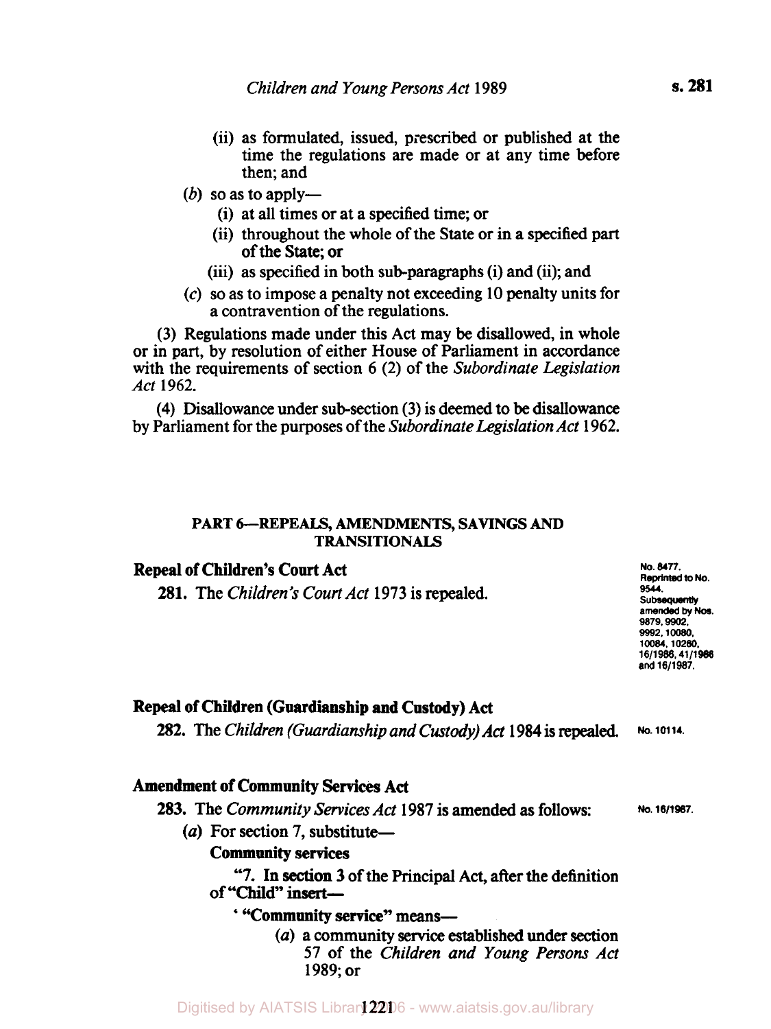(ii) as formulated, issued, prescribed or published at the time the regulations are made or at any time before then; and

(*b*) so as to apply—

(i) at all times or at a specified time; or

(ii) throughout the whole of the State or in a specified part of the State; or

(iii) as specified in both sub-paragraphs (i) and (ii); and

(*c*) so as to impose a penalty not exceeding 10 penalty units for a contravention of the regulations.

(3) Regulations made under this Act may be disallowed, in whole or in part, by resolution of either House of Parliament in accordance with the requirements of section 6 (2) of the *Subordinate Legislation Act* 1962.

(4) Disallowance under sub-section (3) is deemed to be disallowance by Parliament for the purposes of the *Subordinate Legislation Act* 1962.

## PART 6—REPEALS, AMENDMENTS, SAVINGS AND TRANSITIONALS

### Repeal of Children's Court Act

**281.** The *Children's Court Act* 1973 is repealed.

No. 8477. Reprinted to No. 9544. Subsequently amended by Nos. 9879, 9902, 9992, 10080, 10084, 10260, 16/1986, 41/1986 and 16/1987.

### Repeal of Children (Guardianship and Custody) Act

**282.** The *Children (Guardianship and Custody) Act* 1984 is repealed.

No. 10114.

### Amendment of Community Services Act

**283.** The *Community Services Act* 1987 is amended as follows:

No. 16/1987.

(*a*) For section 7, substitute—

**Community services**

"7. In section 3 of the Principal Act, after the definition of "Child" insert—

' "Community service" means—

(*a*) a community service established under section 57 of the *Children and Young Persons Act* 1989; or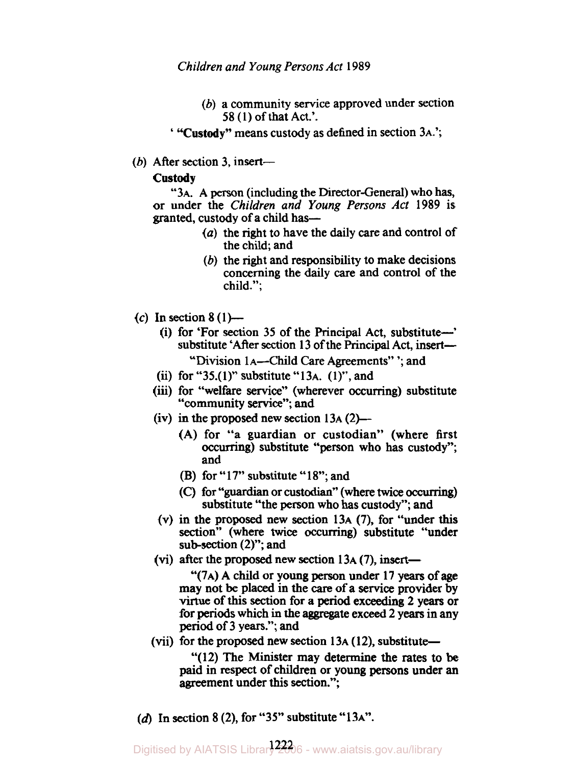(*b*) a community service approved under section 58 (1) of that Act.'.

' **"Custody"** means custody as defined in section 3A.';

(*b*) After section 3, insert—

**Custody**

"3A. A person (including the Director-General) who has, or under the *Children and Young Persons Act* 1989 is granted, custody of a child has—

(*a*) the right to have the daily care and control of the child; and

(*b*) the right and responsibility to make decisions concerning the daily care and control of the child.";

(*c*) In section 8 (1)—

(i) for 'For section 35 of the Principal Act, substitute—' substitute 'After section 13 of the Principal Act, insert—

"Division 1A—Child Care Agreements" '; and

(ii) for "35.(1)" substitute "13A. (1)", and

(iii) for "welfare service" (wherever occurring) substitute "community service"; and

(iv) in the proposed new section 13A (2)—

(A) for "a guardian or custodian" (where first occurring) substitute "person who has custody"; and

(B) for "17" substitute "18"; and

(C) for "guardian or custodian" (where twice occurring) substitute "the person who has custody"; and

(v) in the proposed new section 13A (7), for "under this section" (where twice occurring) substitute "under sub-section (2)"; and

(vi) after the proposed new section 13A (7), insert—

"(7A) A child or young person under 17 years of age may not be placed in the care of a service provider by virtue of this section for a period exceeding 2 years or for periods which in the aggregate exceed 2 years in any period of 3 years."; and

(vii) for the proposed new section 13A (12), substitute—

"(12) The Minister may determine the rates to be paid in respect of children or young persons under an agreement under this section.";

(*d*) In section 8 (2), for "35" substitute "13A".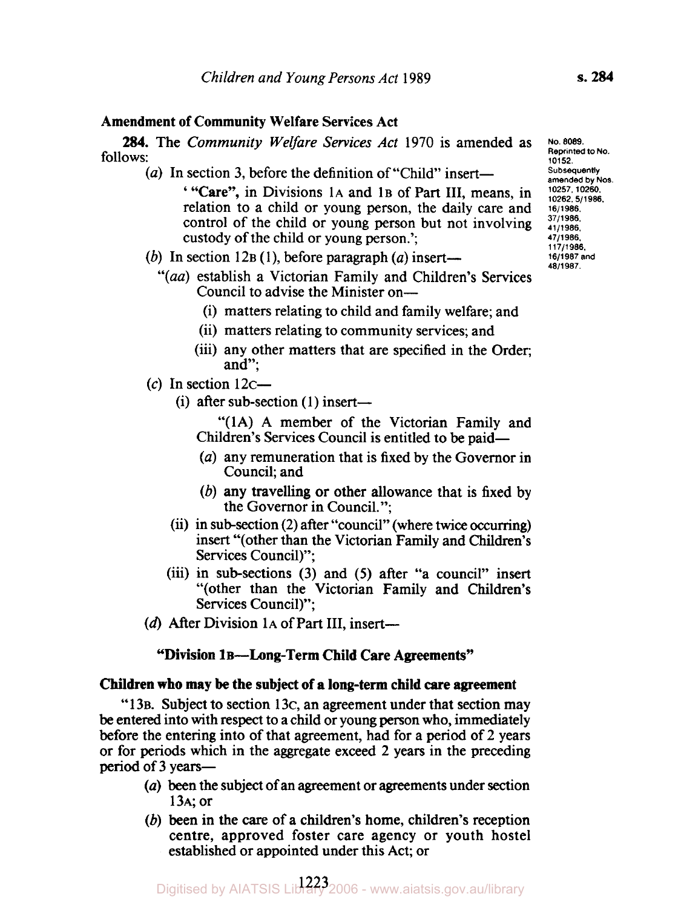## Amendment of Community Welfare Services Act

**284.** The *Community Welfare Services Act* 1970 is amended as follows:

No. 8089. Reprinted to No. 10152. Subsequently amended by Nos. 10257, 10260, 10262, 5/1986, 16/1986, 37/1986, 41/1986, 47/1986, 117/1986, 16/1987 and 48/1987.

(*a*) In section 3, before the definition of "Child" insert—

' **"Care"**, in Divisions 1A and 1B of Part III, means, in relation to a child or young person, the daily care and control of the child or young person but not involving custody of the child or young person.';

(*b*) In section 12B (1), before paragraph (*a*) insert—

"(*aa*) establish a Victorian Family and Children's Services Council to advise the Minister on—

(i) matters relating to child and family welfare; and

(ii) matters relating to community services; and

(iii) any other matters that are specified in the Order; and";

(*c*) In section 12C—

(i) after sub-section (1) insert—

"(1A) A member of the Victorian Family and Children's Services Council is entitled to be paid—

(*a*) any remuneration that is fixed by the Governor in Council; and

(*b*) any travelling or other allowance that is fixed by the Governor in Council.";

(ii) in sub-section (2) after "council" (where twice occurring) insert "(other than the Victorian Family and Children's Services Council)";

(iii) in sub-sections (3) and (5) after "a council" insert "(other than the Victorian Family and Children's Services Council)";

(*d*) After Division 1A of Part III, insert—

### "Division 1B—Long-Term Child Care Agreements"

**Children who may be the subject of a long-term child care agreement**

"13B. Subject to section 13C, an agreement under that section may be entered into with respect to a child or young person who, immediately before the entering into of that agreement, had for a period of 2 years or for periods which in the aggregate exceed 2 years in the preceding period of 3 years—

(*a*) been the subject of an agreement or agreements under section 13A; or

(*b*) been in the care of a children's home, children's reception centre, approved foster care agency or youth hostel established or appointed under this Act; or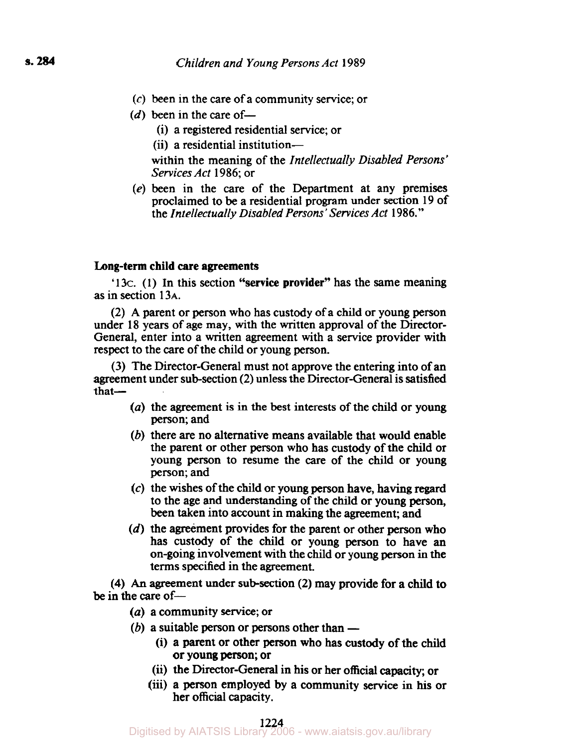(*c*) been in the care of a community service; or

(*d*) been in the care of—

(i) a registered residential service; or

(ii) a residential institution—

within the meaning of the *Intellectually Disabled Persons' Services Act* 1986; or

(*e*) been in the care of the Department at any premises proclaimed to be a residential program under section 19 of the *Intellectually Disabled Persons' Services Act* 1986."

**Long-term child care agreements**

'13C. (1) In this section **"service provider"** has the same meaning as in section 13A.

(2) A parent or person who has custody of a child or young person under 18 years of age may, with the written approval of the Director-General, enter into a written agreement with a service provider with respect to the care of the child or young person.

(3) The Director-General must not approve the entering into of an agreement under sub-section (2) unless the Director-General is satisfied that—

(*a*) the agreement is in the best interests of the child or young person; and

(*b*) there are no alternative means available that would enable the parent or other person who has custody of the child or young person to resume the care of the child or young person; and

(*c*) the wishes of the child or young person have, having regard to the age and understanding of the child or young person, been taken into account in making the agreement; and

(*d*) the agreement provides for the parent or other person who has custody of the child or young person to have an on-going involvement with the child or young person in the terms specified in the agreement.

(4) An agreement under sub-section (2) may provide for a child to be in the care of—

(*a*) a community service; or

(*b*) a suitable person or persons other than —

(i) a parent or other person who has custody of the child or young person; or

(ii) the Director-General in his or her official capacity; or

(iii) a person employed by a community service in his or her official capacity.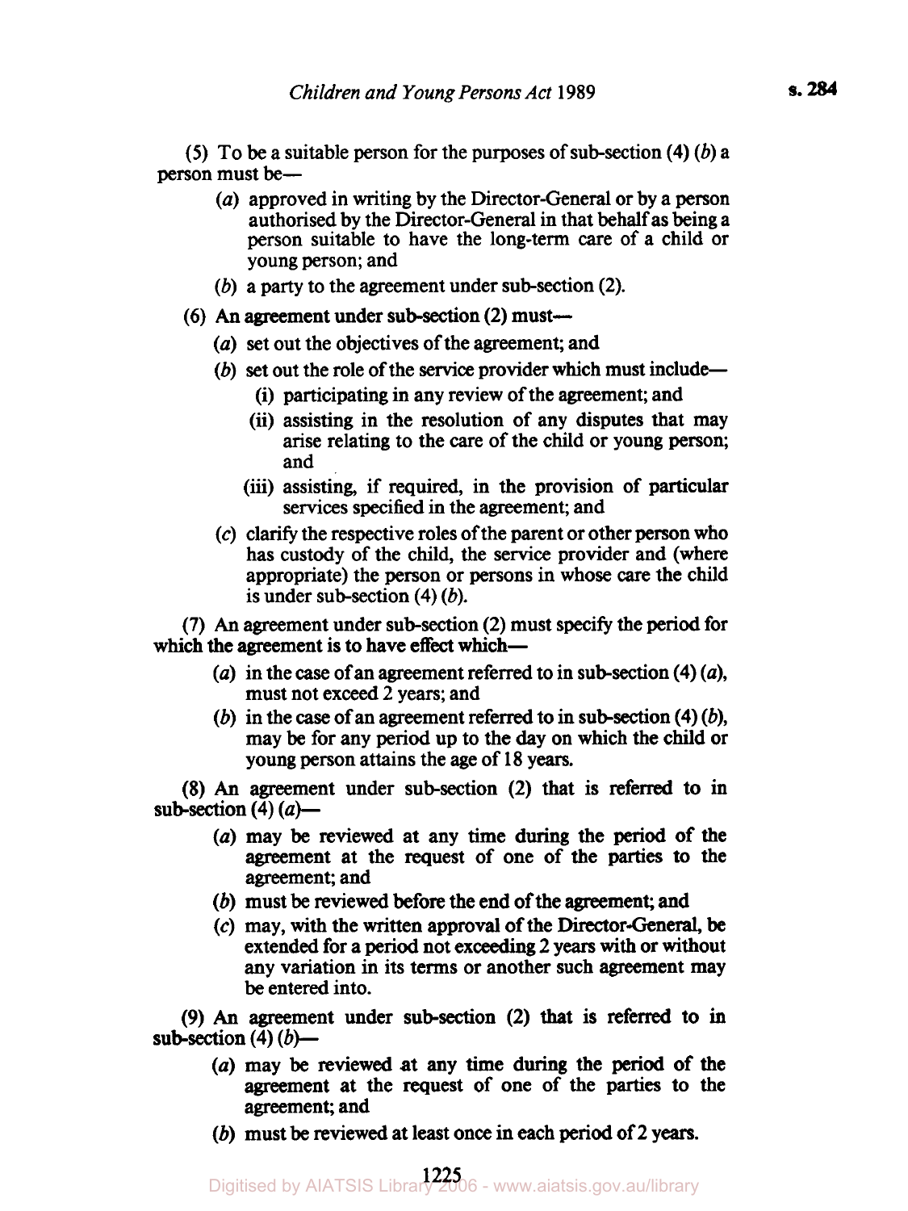(5) To be a suitable person for the purposes of sub-section (4) (*b*) a person must be—

- (*a*) approved in writing by the Director-General or by a person authorised by the Director-General in that behalf as being a person suitable to have the long-term care of a child or young person; and
- (*b*) a party to the agreement under sub-section (2).

(6) An agreement under sub-section (2) must—

- (*a*) set out the objectives of the agreement; and
- (*b*) set out the role of the service provider which must include—
  - (i) participating in any review of the agreement; and
  - (ii) assisting in the resolution of any disputes that may arise relating to the care of the child or young person; and
  - (iii) assisting, if required, in the provision of particular services specified in the agreement; and
- (*c*) clarify the respective roles of the parent or other person who has custody of the child, the service provider and (where appropriate) the person or persons in whose care the child is under sub-section (4) (*b*).

(7) An agreement under sub-section (2) must specify the period for which the agreement is to have effect which—

- (*a*) in the case of an agreement referred to in sub-section (4) (*a*), must not exceed 2 years; and
- (*b*) in the case of an agreement referred to in sub-section (4) (*b*), may be for any period up to the day on which the child or young person attains the age of 18 years.

(8) An agreement under sub-section (2) that is referred to in sub-section (4) (*a*)—

- (*a*) may be reviewed at any time during the period of the agreement at the request of one of the parties to the agreement; and
- (*b*) must be reviewed before the end of the agreement; and
- (*c*) may, with the written approval of the Director-General, be extended for a period not exceeding 2 years with or without any variation in its terms or another such agreement may be entered into.

(9) An agreement under sub-section (2) that is referred to in sub-section (4) (*b*)—

- (*a*) may be reviewed at any time during the period of the agreement at the request of one of the parties to the agreement; and
- (*b*) must be reviewed at least once in each period of 2 years.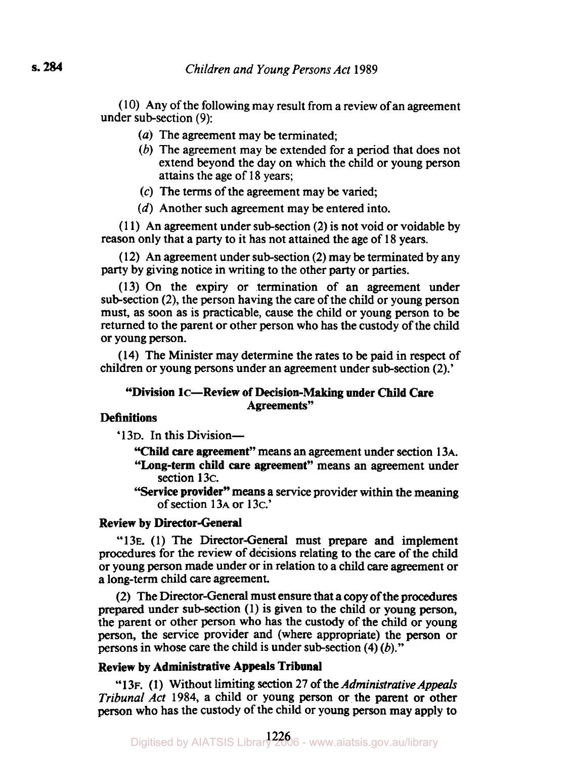(10) Any of the following may result from a review of an agreement under sub-section (9):

- (*a*) The agreement may be terminated;
- (*b*) The agreement may be extended for a period that does not extend beyond the day on which the child or young person attains the age of 18 years;
- (*c*) The terms of the agreement may be varied;
- (*d*) Another such agreement may be entered into.

(11) An agreement under sub-section (2) is not void or voidable by reason only that a party to it has not attained the age of 18 years.

(12) An agreement under sub-section (2) may be terminated by any party by giving notice in writing to the other party or parties.

(13) On the expiry or termination of an agreement under sub-section (2), the person having the care of the child or young person must, as soon as is practicable, cause the child or young person to be returned to the parent or other person who has the custody of the child or young person.

(14) The Minister may determine the rates to be paid in respect of children or young persons under an agreement under sub-section (2).'

**"Division 1C—Review of Decision-Making under Child Care Agreements"**

**Definitions**

'13D. In this Division—

**"Child care agreement"** means an agreement under section 13A.

**"Long-term child care agreement"** means an agreement under section 13C.

**"Service provider"** means a service provider within the meaning of section 13A or 13C.'

**Review by Director-General**

"13E. (1) The Director-General must prepare and implement procedures for the review of decisions relating to the care of the child or young person made under or in relation to a child care agreement or a long-term child care agreement.

(2) The Director-General must ensure that a copy of the procedures prepared under sub-section (1) is given to the child or young person, the parent or other person who has the custody of the child or young person, the service provider and (where appropriate) the person or persons in whose care the child is under sub-section (4) (*b*)."

**Review by Administrative Appeals Tribunal**

"13F. (1) Without limiting section 27 of the *Administrative Appeals Tribunal Act* 1984, a child or young person or the parent or other person who has the custody of the child or young person may apply to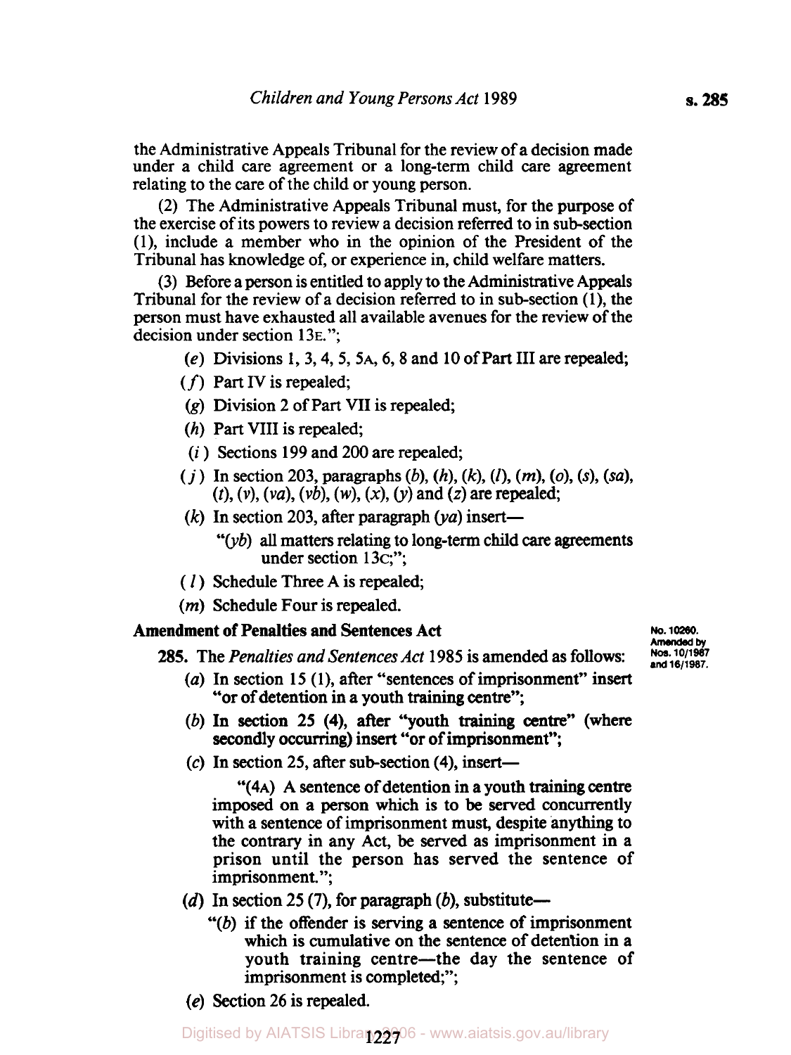the Administrative Appeals Tribunal for the review of a decision made under a child care agreement or a long-term child care agreement relating to the care of the child or young person.

(2) The Administrative Appeals Tribunal must, for the purpose of the exercise of its powers to review a decision referred to in sub-section (1), include a member who in the opinion of the President of the Tribunal has knowledge of, or experience in, child welfare matters.

(3) Before a person is entitled to apply to the Administrative Appeals Tribunal for the review of a decision referred to in sub-section (1), the person must have exhausted all available avenues for the review of the decision under section 13E.";

- (*e*) Divisions 1, 3, 4, 5, 5A, 6, 8 and 10 of Part III are repealed;
- (*f*) Part IV is repealed;
- (*g*) Division 2 of Part VII is repealed;
- (*h*) Part VIII is repealed;
- (*i*) Sections 199 and 200 are repealed;
- (*j*) In section 203, paragraphs (*b*), (*h*), (*k*), (*l*), (*m*), (*o*), (*s*), (*sa*), (*t*), (*v*), (*va*), (*vb*), (*w*), (*x*), (*y*) and (*z*) are repealed;
- (*k*) In section 203, after paragraph (*ya*) insert—
  "(*yb*) all matters relating to long-term child care agreements under section 13C;";
- (*l*) Schedule Three A is repealed;
- (*m*) Schedule Four is repealed.

**Amendment of Penalties and Sentences Act**

No. 10260. Amended by Nos. 10/1987 and 16/1987.

**285.** The *Penalties and Sentences Act* 1985 is amended as follows:

- (*a*) In section 15 (1), after "sentences of imprisonment" insert "or of detention in a youth training centre";
- (*b*) In section 25 (4), after "youth training centre" (where secondly occurring) insert "or of imprisonment";
- (*c*) In section 25, after sub-section (4), insert—

  "(4A) A sentence of detention in a youth training centre imposed on a person which is to be served concurrently with a sentence of imprisonment must, despite anything to the contrary in any Act, be served as imprisonment in a prison until the person has served the sentence of imprisonment.";
- (*d*) In section 25 (7), for paragraph (*b*), substitute—
  "(*b*) if the offender is serving a sentence of imprisonment which is cumulative on the sentence of detention in a youth training centre—the day the sentence of imprisonment is completed;";
- (*e*) Section 26 is repealed.